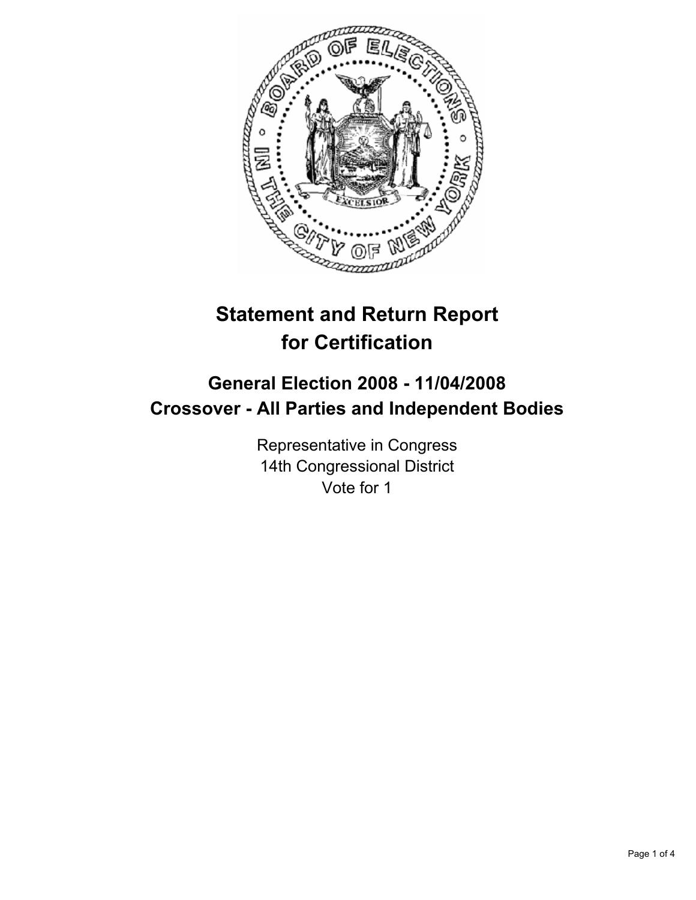# Statement and Return Report for Certification

## General Election 2008 - 11/04/2008
## Crossover - All Parties and Independent Bodies

Representative in Congress
14th Congressional District
Vote for 1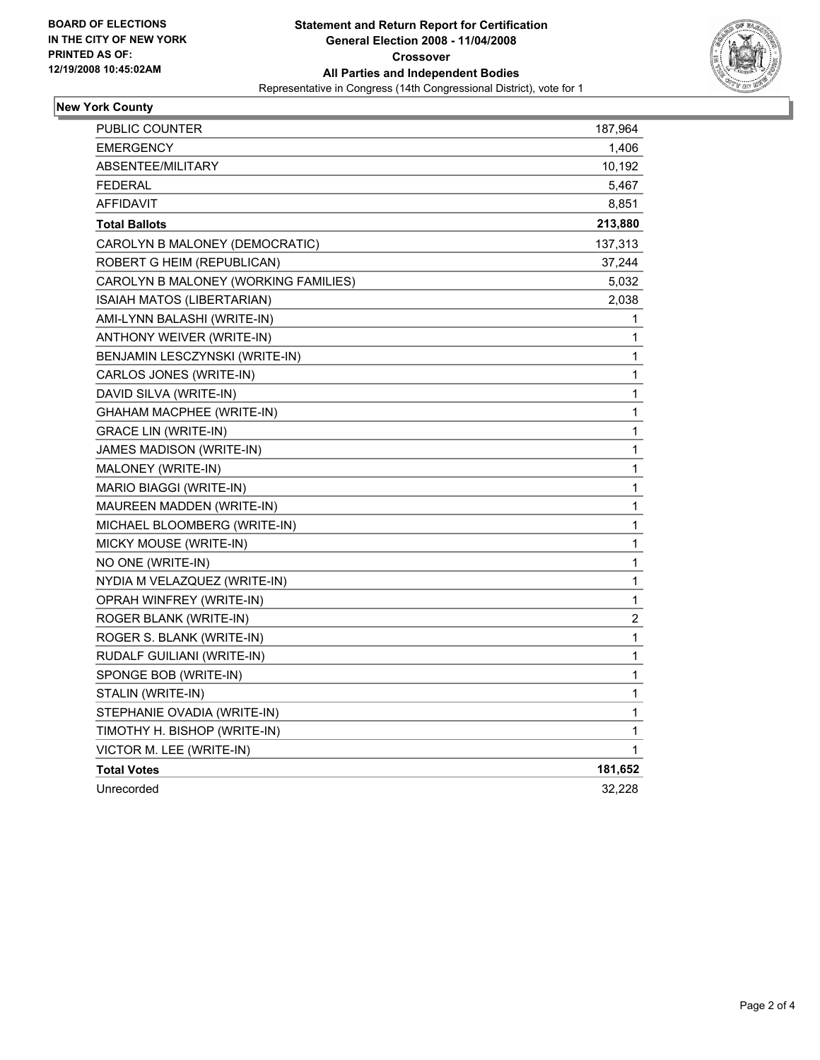**BOARD OF ELECTIONS IN THE CITY OF NEW YORK PRINTED AS OF: 12/19/2008 10:45:02AM**

# Statement and Return Report for Certification
## General Election 2008 - 11/04/2008
## Crossover
## All Parties and Independent Bodies
Representative in Congress (14th Congressional District), vote for 1

### New York County

| | |
|---|---|
| PUBLIC COUNTER | 187,964 |
| EMERGENCY | 1,406 |
| ABSENTEE/MILITARY | 10,192 |
| FEDERAL | 5,467 |
| AFFIDAVIT | 8,851 |
| **Total Ballots** | **213,880** |
| CAROLYN B MALONEY (DEMOCRATIC) | 137,313 |
| ROBERT G HEIM (REPUBLICAN) | 37,244 |
| CAROLYN B MALONEY (WORKING FAMILIES) | 5,032 |
| ISAIAH MATOS (LIBERTARIAN) | 2,038 |
| AMI-LYNN BALASHI (WRITE-IN) | 1 |
| ANTHONY WEIVER (WRITE-IN) | 1 |
| BENJAMIN LESCZYNSKI (WRITE-IN) | 1 |
| CARLOS JONES (WRITE-IN) | 1 |
| DAVID SILVA (WRITE-IN) | 1 |
| GHAHAM MACPHEE (WRITE-IN) | 1 |
| GRACE LIN (WRITE-IN) | 1 |
| JAMES MADISON (WRITE-IN) | 1 |
| MALONEY (WRITE-IN) | 1 |
| MARIO BIAGGI (WRITE-IN) | 1 |
| MAUREEN MADDEN (WRITE-IN) | 1 |
| MICHAEL BLOOMBERG (WRITE-IN) | 1 |
| MICKY MOUSE (WRITE-IN) | 1 |
| NO ONE (WRITE-IN) | 1 |
| NYDIA M VELAZQUEZ (WRITE-IN) | 1 |
| OPRAH WINFREY (WRITE-IN) | 1 |
| ROGER BLANK (WRITE-IN) | 2 |
| ROGER S. BLANK (WRITE-IN) | 1 |
| RUDALF GUILIANI (WRITE-IN) | 1 |
| SPONGE BOB (WRITE-IN) | 1 |
| STALIN (WRITE-IN) | 1 |
| STEPHANIE OVADIA (WRITE-IN) | 1 |
| TIMOTHY H. BISHOP (WRITE-IN) | 1 |
| VICTOR M. LEE (WRITE-IN) | 1 |
| **Total Votes** | **181,652** |
| Unrecorded | 32,228 |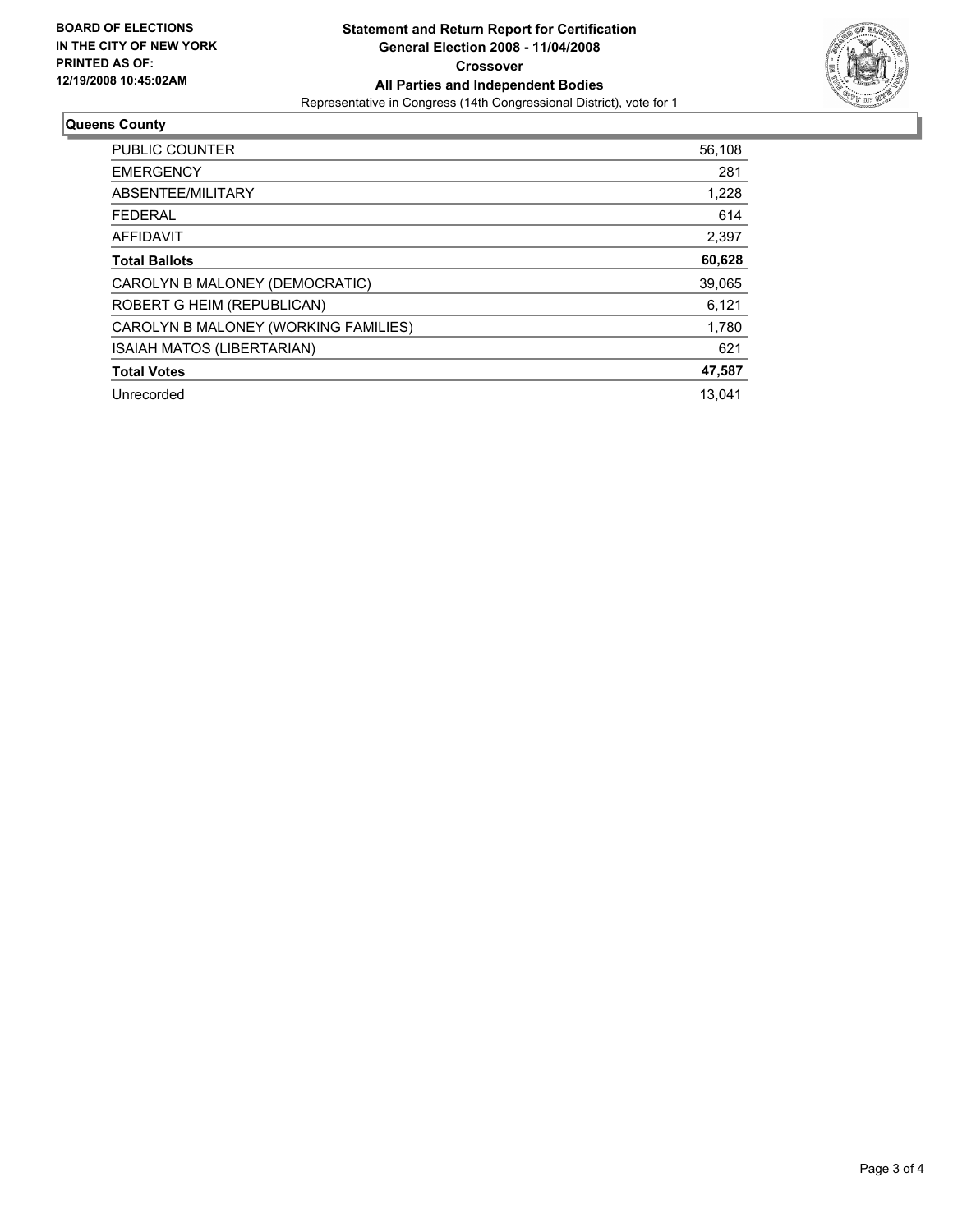**BOARD OF ELECTIONS IN THE CITY OF NEW YORK PRINTED AS OF: 12/19/2008 10:45:02AM**

# Statement and Return Report for Certification
## General Election 2008 - 11/04/2008
### Crossover
### All Parties and Independent Bodies

Representative in Congress (14th Congressional District), vote for 1

**Queens County**

| | |
|---|---|
| PUBLIC COUNTER | 56,108 |
| EMERGENCY | 281 |
| ABSENTEE/MILITARY | 1,228 |
| FEDERAL | 614 |
| AFFIDAVIT | 2,397 |
| **Total Ballots** | **60,628** |
| CAROLYN B MALONEY (DEMOCRATIC) | 39,065 |
| ROBERT G HEIM (REPUBLICAN) | 6,121 |
| CAROLYN B MALONEY (WORKING FAMILIES) | 1,780 |
| ISAIAH MATOS (LIBERTARIAN) | 621 |
| **Total Votes** | **47,587** |
| Unrecorded | 13,041 |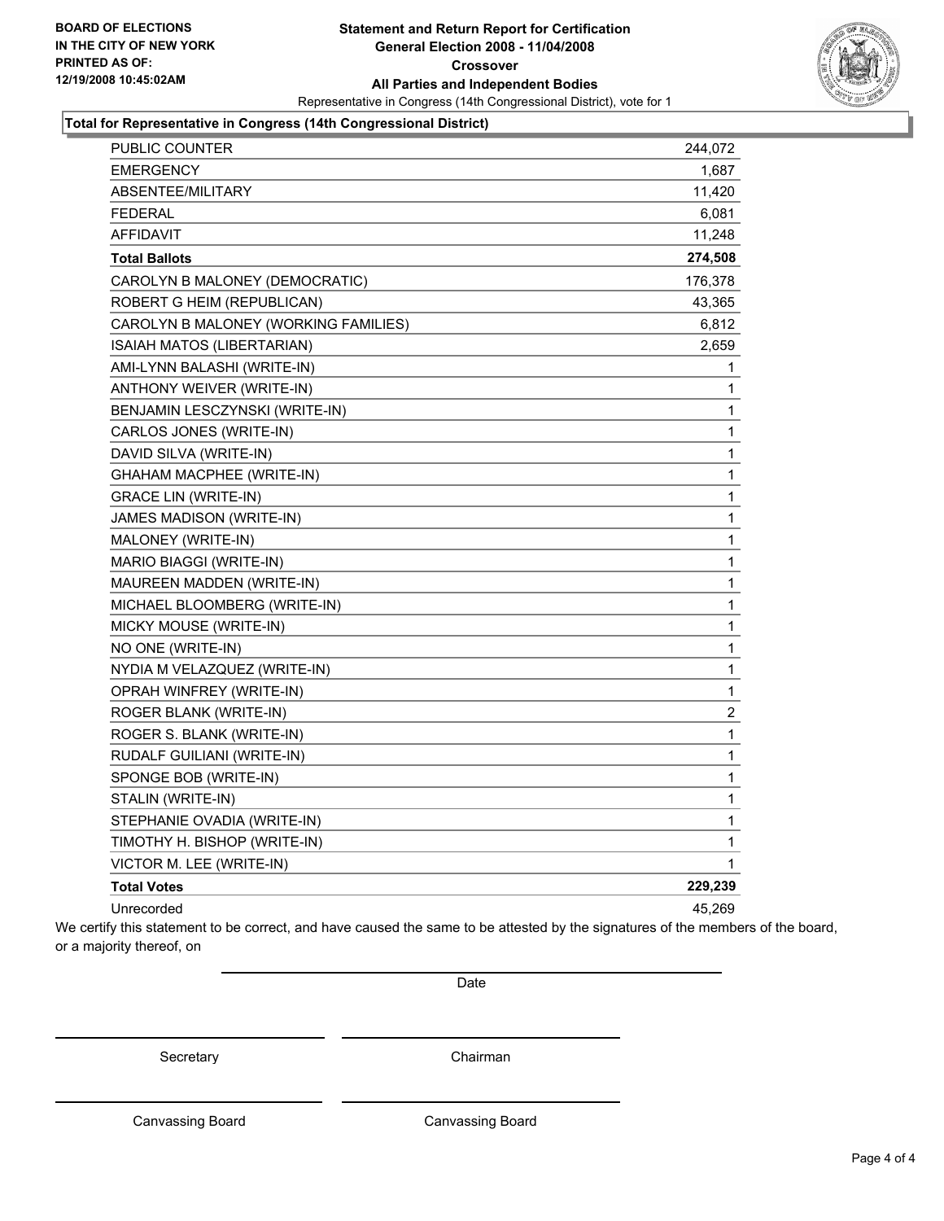**BOARD OF ELECTIONS IN THE CITY OF NEW YORK PRINTED AS OF: 12/19/2008 10:45:02AM**

# Statement and Return Report for Certification
## General Election 2008 - 11/04/2008
## Crossover
## All Parties and Independent Bodies

Representative in Congress (14th Congressional District), vote for 1

**Total for Representative in Congress (14th Congressional District)**

| | |
|---|---|
| PUBLIC COUNTER | 244,072 |
| EMERGENCY | 1,687 |
| ABSENTEE/MILITARY | 11,420 |
| FEDERAL | 6,081 |
| AFFIDAVIT | 11,248 |
| **Total Ballots** | **274,508** |
| CAROLYN B MALONEY (DEMOCRATIC) | 176,378 |
| ROBERT G HEIM (REPUBLICAN) | 43,365 |
| CAROLYN B MALONEY (WORKING FAMILIES) | 6,812 |
| ISAIAH MATOS (LIBERTARIAN) | 2,659 |
| AMI-LYNN BALASHI (WRITE-IN) | 1 |
| ANTHONY WEIVER (WRITE-IN) | 1 |
| BENJAMIN LESCZYNSKI (WRITE-IN) | 1 |
| CARLOS JONES (WRITE-IN) | 1 |
| DAVID SILVA (WRITE-IN) | 1 |
| GHAHAM MACPHEE (WRITE-IN) | 1 |
| GRACE LIN (WRITE-IN) | 1 |
| JAMES MADISON (WRITE-IN) | 1 |
| MALONEY (WRITE-IN) | 1 |
| MARIO BIAGGI (WRITE-IN) | 1 |
| MAUREEN MADDEN (WRITE-IN) | 1 |
| MICHAEL BLOOMBERG (WRITE-IN) | 1 |
| MICKY MOUSE (WRITE-IN) | 1 |
| NO ONE (WRITE-IN) | 1 |
| NYDIA M VELAZQUEZ (WRITE-IN) | 1 |
| OPRAH WINFREY (WRITE-IN) | 1 |
| ROGER BLANK (WRITE-IN) | 2 |
| ROGER S. BLANK (WRITE-IN) | 1 |
| RUDALF GUILIANI (WRITE-IN) | 1 |
| SPONGE BOB (WRITE-IN) | 1 |
| STALIN (WRITE-IN) | 1 |
| STEPHANIE OVADIA (WRITE-IN) | 1 |
| TIMOTHY H. BISHOP (WRITE-IN) | 1 |
| VICTOR M. LEE (WRITE-IN) | 1 |
| **Total Votes** | **229,239** |
| Unrecorded | 45,269 |

We certify this statement to be correct, and have caused the same to be attested by the signatures of the members of the board, or a majority thereof, on

Date

Secretary

Chairman

Canvassing Board

Canvassing Board